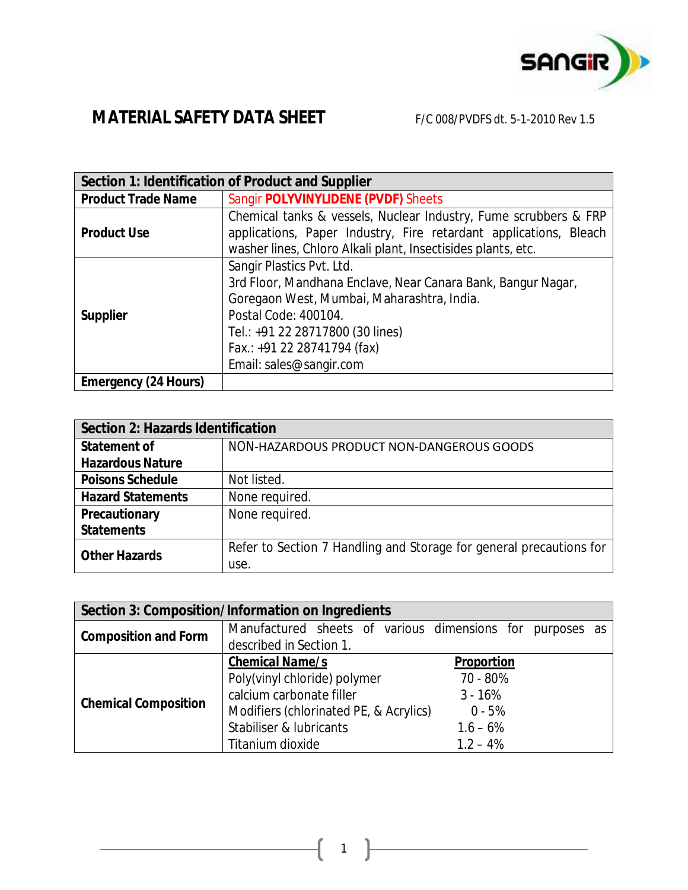# MATERIAL SAFETY DATA SHEET

F/C 008/PVDFS dt. 5-1-2010 Rev 1.5

| Section 1: Identification of Product and Supplier | |
|---|---|
| **Product Trade Name** | Sangir **POLYVINYLIDENE (PVDF)** Sheets |
| **Product Use** | Chemical tanks & vessels, Nuclear Industry, Fume scrubbers & FRP applications, Paper Industry, Fire retardant applications, Bleach washer lines, Chloro Alkali plant, Insectisides plants, etc. |
| **Supplier** | Sangir Plastics Pvt. Ltd.<br>3rd Floor, Mandhana Enclave, Near Canara Bank, Bangur Nagar, Goregaon West, Mumbai, Maharashtra, India.<br>Postal Code: 400104.<br>Tel.: +91 22 28717800 (30 lines)<br>Fax.: +91 22 28741794 (fax)<br>Email: sales@sangir.com |
| **Emergency (24 Hours)** | |

| Section 2: Hazards Identification | |
|---|---|
| **Statement of Hazardous Nature** | NON-HAZARDOUS PRODUCT NON-DANGEROUS GOODS |
| **Poisons Schedule** | Not listed. |
| **Hazard Statements** | None required. |
| **Precautionary Statements** | None required. |
| **Other Hazards** | Refer to Section 7 Handling and Storage for general precautions for use. |

| Section 3: Composition/Information on Ingredients | | |
|---|---|---|
| **Composition and Form** | Manufactured sheets of various dimensions for purposes as described in Section 1. | |
| **Chemical Composition** | **Chemical Name/s** | **Proportion** |
| | Poly(vinyl chloride) polymer | 70 - 80% |
| | calcium carbonate filler | 3 - 16% |
| | Modifiers (chlorinated PE, & Acrylics) | 0 - 5% |
| | Stabiliser & lubricants | 1.6 – 6% |
| | Titanium dioxide | 1.2 – 4% |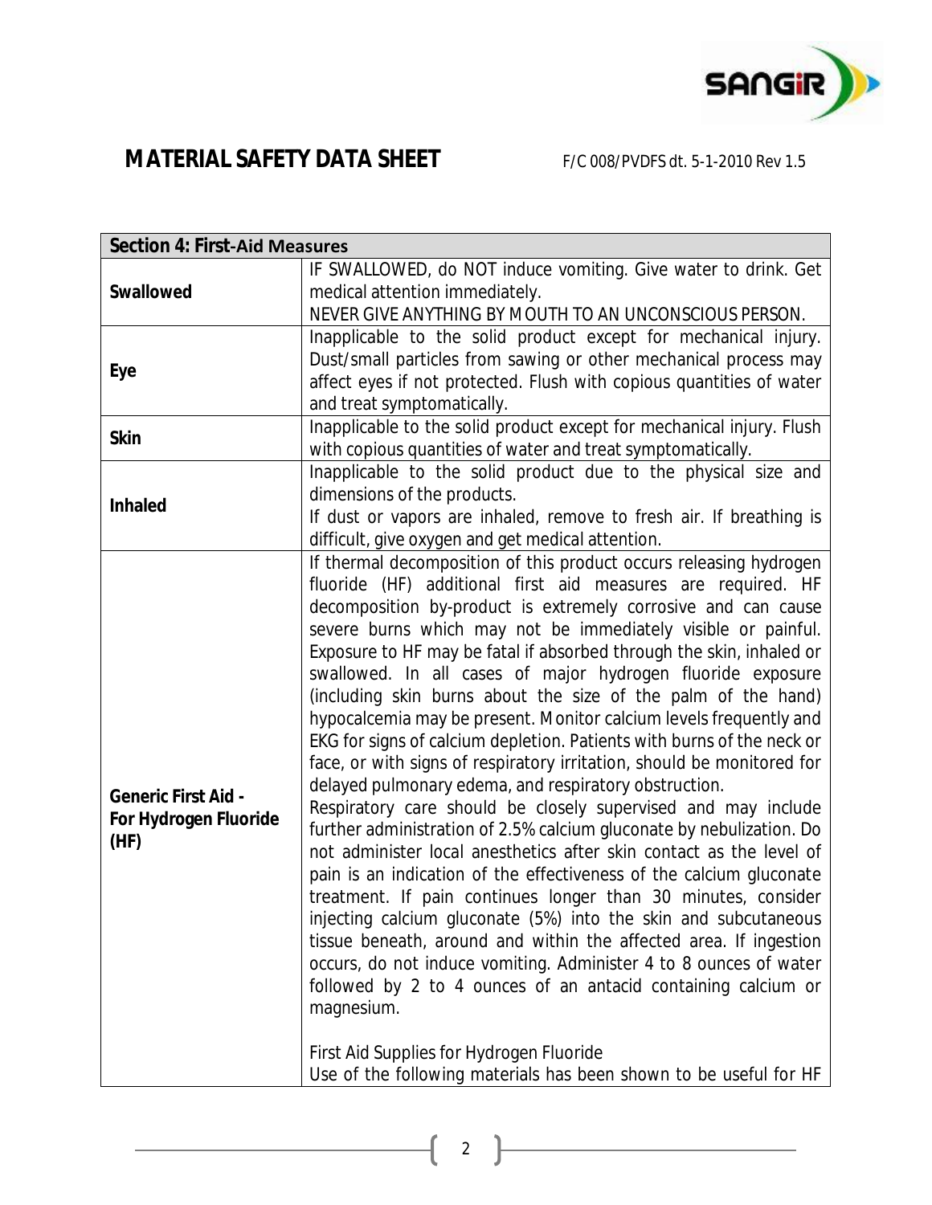# MATERIAL SAFETY DATA SHEET

F/C 008/PVDFS dt. 5-1-2010 Rev 1.5

| Section 4: First-Aid Measures | |
|---|---|
| **Swallowed** | IF SWALLOWED, do NOT induce vomiting. Give water to drink. Get medical attention immediately.<br>NEVER GIVE ANYTHING BY MOUTH TO AN UNCONSCIOUS PERSON. |
| **Eye** | Inapplicable to the solid product except for mechanical injury. Dust/small particles from sawing or other mechanical process may affect eyes if not protected. Flush with copious quantities of water and treat symptomatically. |
| **Skin** | Inapplicable to the solid product except for mechanical injury. Flush with copious quantities of water and treat symptomatically. |
| **Inhaled** | Inapplicable to the solid product due to the physical size and dimensions of the products.<br>If dust or vapors are inhaled, remove to fresh air. If breathing is difficult, give oxygen and get medical attention. |
| **Generic First Aid - For Hydrogen Fluoride (HF)** | If thermal decomposition of this product occurs releasing hydrogen fluoride (HF) additional first aid measures are required. HF decomposition by-product is extremely corrosive and can cause severe burns which may not be immediately visible or painful. Exposure to HF may be fatal if absorbed through the skin, inhaled or swallowed. In all cases of major hydrogen fluoride exposure (including skin burns about the size of the palm of the hand) hypocalcemia may be present. Monitor calcium levels frequently and EKG for signs of calcium depletion. Patients with burns of the neck or face, or with signs of respiratory irritation, should be monitored for delayed pulmonary edema, and respiratory obstruction.<br>Respiratory care should be closely supervised and may include further administration of 2.5% calcium gluconate by nebulization. Do not administer local anesthetics after skin contact as the level of pain is an indication of the effectiveness of the calcium gluconate treatment. If pain continues longer than 30 minutes, consider injecting calcium gluconate (5%) into the skin and subcutaneous tissue beneath, around and within the affected area. If ingestion occurs, do not induce vomiting. Administer 4 to 8 ounces of water followed by 2 to 4 ounces of an antacid containing calcium or magnesium.<br><br>First Aid Supplies for Hydrogen Fluoride<br>Use of the following materials has been shown to be useful for HF |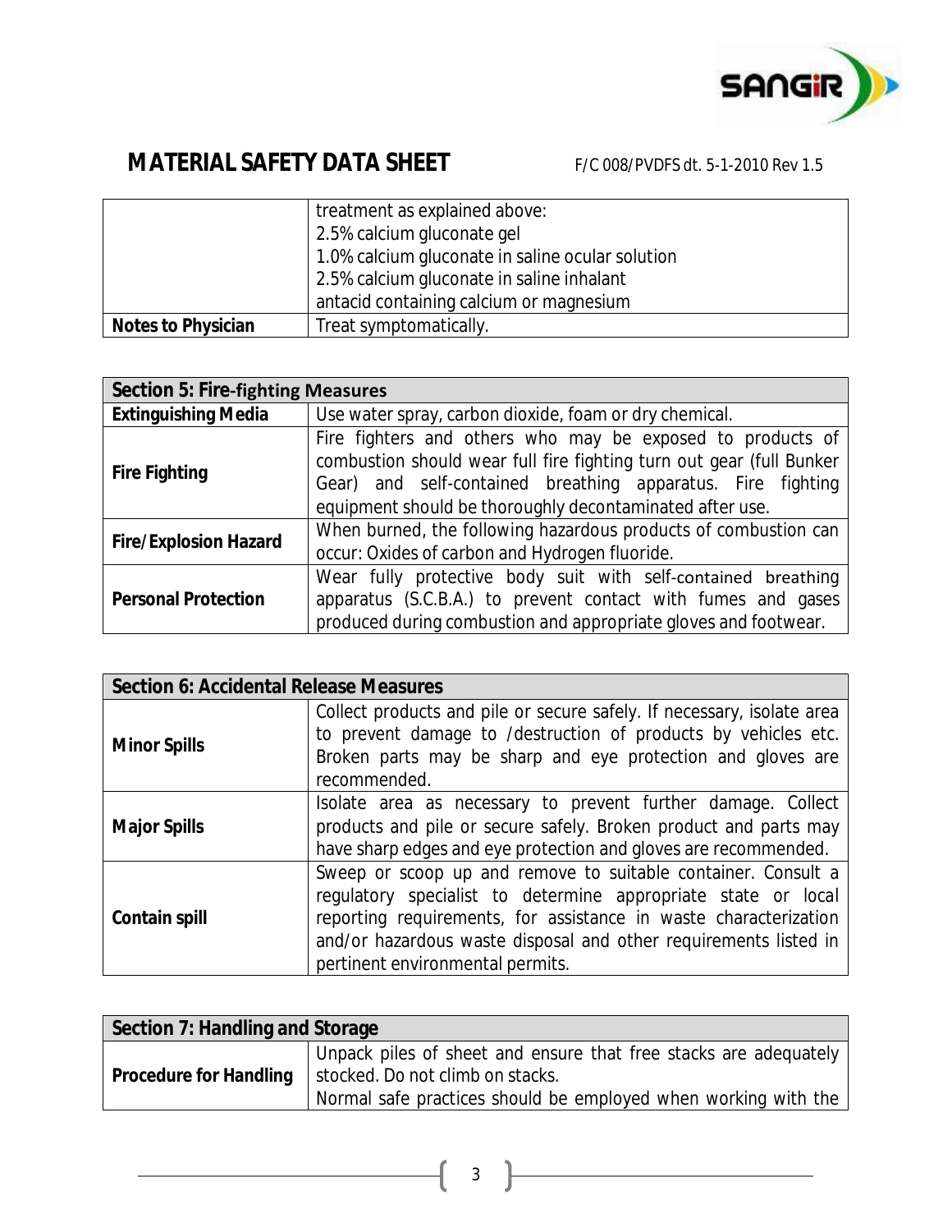## MATERIAL SAFETY DATA SHEET

F/C 008/PVDFS dt. 5-1-2010 Rev 1.5

| | |
|---|---|
| | treatment as explained above:<br>2.5% calcium gluconate gel<br>1.0% calcium gluconate in saline ocular solution<br>2.5% calcium gluconate in saline inhalant<br>antacid containing calcium or magnesium |
| **Notes to Physician** | Treat symptomatically. |

| **Section 5: Fire-fighting Measures** | |
|---|---|
| **Extinguishing Media** | Use water spray, carbon dioxide, foam or dry chemical. |
| **Fire Fighting** | Fire fighters and others who may be exposed to products of combustion should wear full fire fighting turn out gear (full Bunker Gear) and self-contained breathing apparatus. Fire fighting equipment should be thoroughly decontaminated after use. |
| **Fire/Explosion Hazard** | When burned, the following hazardous products of combustion can occur: Oxides of carbon and Hydrogen fluoride. |
| **Personal Protection** | Wear fully protective body suit with self-contained breathing apparatus (S.C.B.A.) to prevent contact with fumes and gases produced during combustion and appropriate gloves and footwear. |

| **Section 6: Accidental Release Measures** | |
|---|---|
| **Minor Spills** | Collect products and pile or secure safely. If necessary, isolate area to prevent damage to /destruction of products by vehicles etc. Broken parts may be sharp and eye protection and gloves are recommended. |
| **Major Spills** | Isolate area as necessary to prevent further damage. Collect products and pile or secure safely. Broken product and parts may have sharp edges and eye protection and gloves are recommended. |
| **Contain spill** | Sweep or scoop up and remove to suitable container. Consult a regulatory specialist to determine appropriate state or local reporting requirements, for assistance in waste characterization and/or hazardous waste disposal and other requirements listed in pertinent environmental permits. |

| **Section 7: Handling and Storage** | |
|---|---|
| **Procedure for Handling** | Unpack piles of sheet and ensure that free stacks are adequately stocked. Do not climb on stacks.<br>Normal safe practices should be employed when working with the |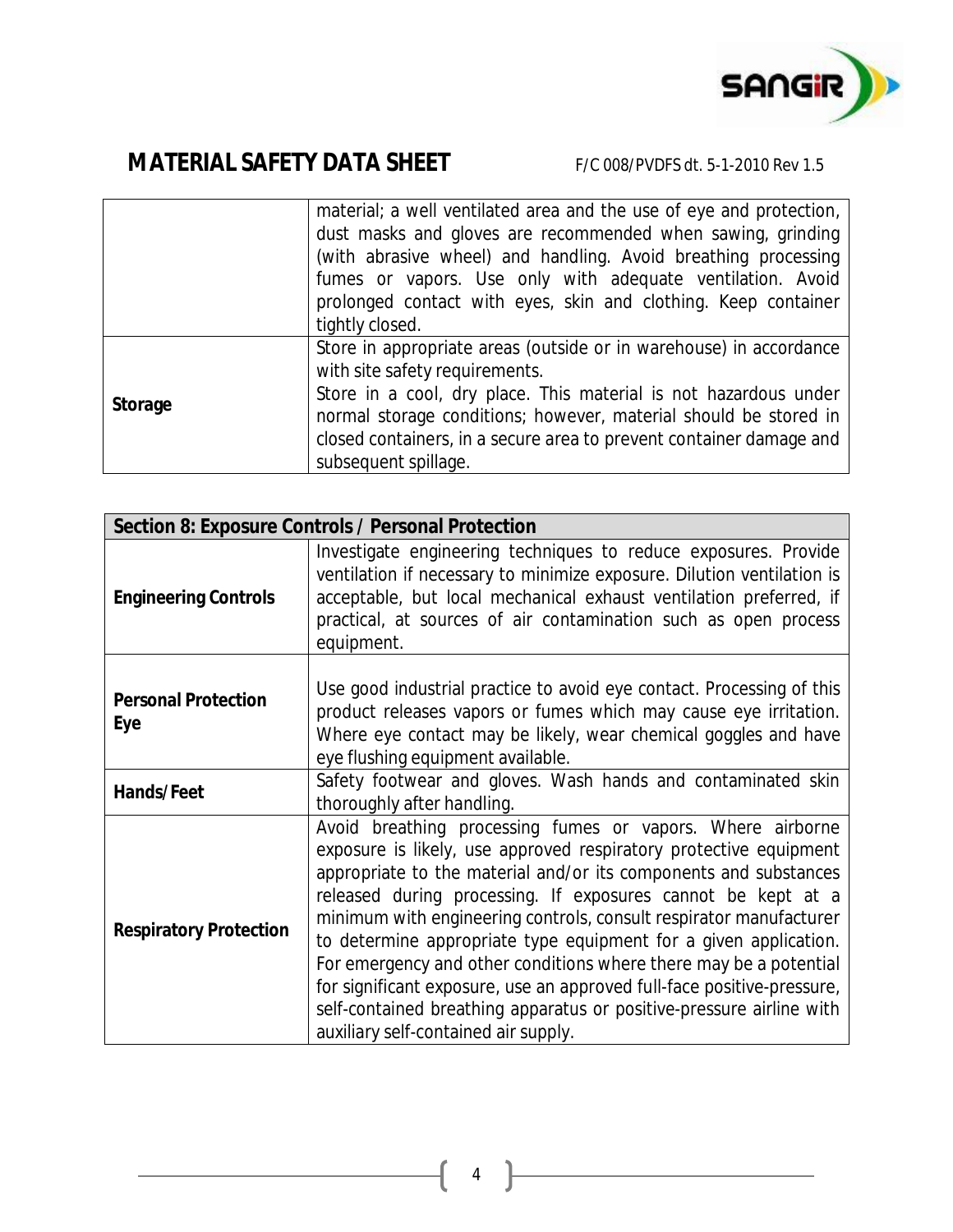# MATERIAL SAFETY DATA SHEET

F/C 008/PVDFS dt. 5-1-2010 Rev 1.5

| | |
|---|---|
| | material; a well ventilated area and the use of eye and protection, dust masks and gloves are recommended when sawing, grinding (with abrasive wheel) and handling. Avoid breathing processing fumes or vapors. Use only with adequate ventilation. Avoid prolonged contact with eyes, skin and clothing. Keep container tightly closed. |
| **Storage** | Store in appropriate areas (outside or in warehouse) in accordance with site safety requirements. Store in a cool, dry place. This material is not hazardous under normal storage conditions; however, material should be stored in closed containers, in a secure area to prevent container damage and subsequent spillage. |

| **Section 8: Exposure Controls / Personal Protection** | |
|---|---|
| **Engineering Controls** | Investigate engineering techniques to reduce exposures. Provide ventilation if necessary to minimize exposure. Dilution ventilation is acceptable, but local mechanical exhaust ventilation preferred, if practical, at sources of air contamination such as open process equipment. |
| **Personal Protection Eye** | Use good industrial practice to avoid eye contact. Processing of this product releases vapors or fumes which may cause eye irritation. Where eye contact may be likely, wear chemical goggles and have eye flushing equipment available. |
| **Hands/Feet** | Safety footwear and gloves. Wash hands and contaminated skin thoroughly after handling. |
| **Respiratory Protection** | Avoid breathing processing fumes or vapors. Where airborne exposure is likely, use approved respiratory protective equipment appropriate to the material and/or its components and substances released during processing. If exposures cannot be kept at a minimum with engineering controls, consult respirator manufacturer to determine appropriate type equipment for a given application. For emergency and other conditions where there may be a potential for significant exposure, use an approved full-face positive-pressure, self-contained breathing apparatus or positive-pressure airline with auxiliary self-contained air supply. |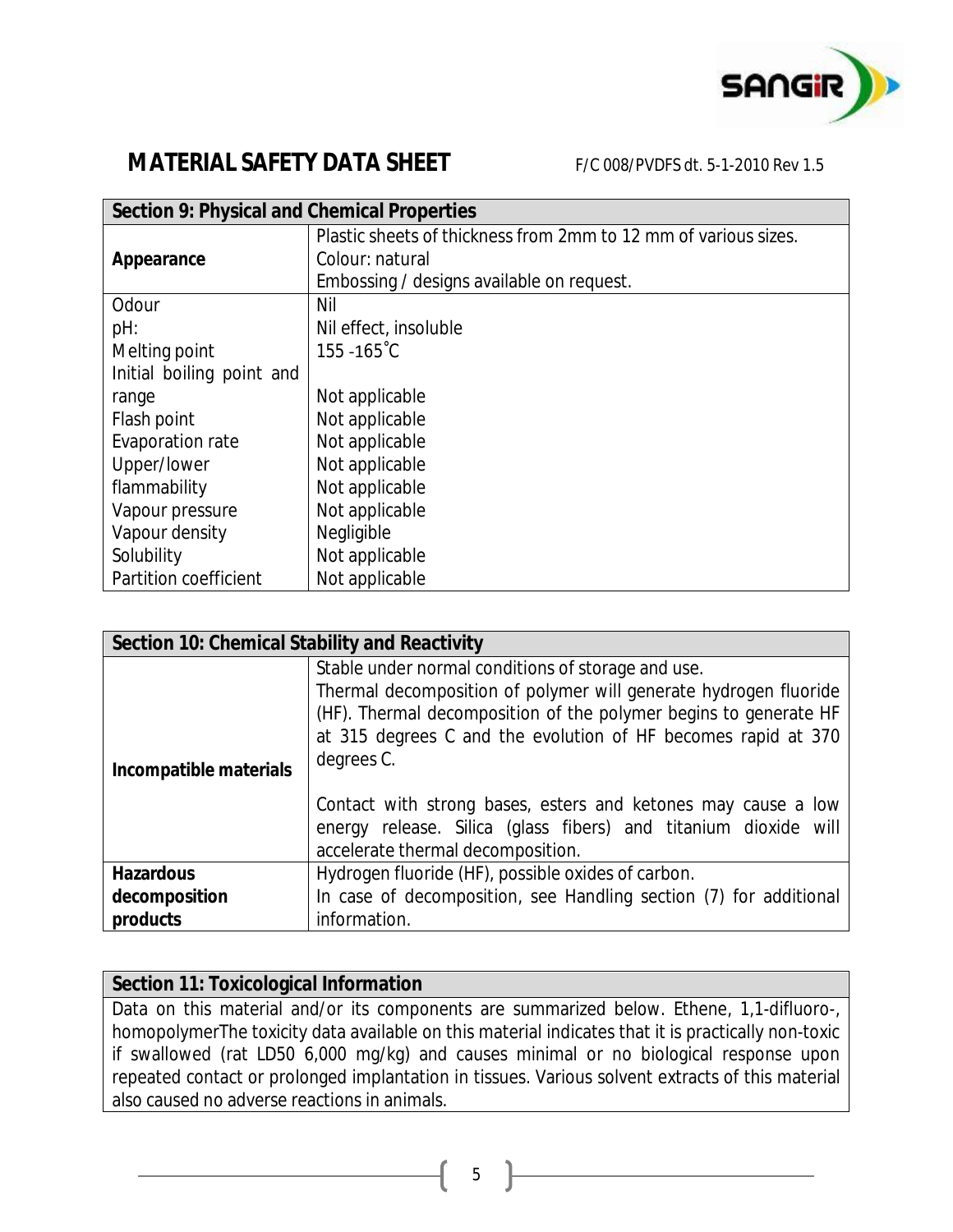# MATERIAL SAFETY DATA SHEET

F/C 008/PVDFS dt. 5-1-2010 Rev 1.5

| Section 9: Physical and Chemical Properties | |
|---|---|
| **Appearance** | Plastic sheets of thickness from 2mm to 12 mm of various sizes.<br>Colour: natural<br>Embossing / designs available on request. |
| Odour | Nil |
| pH: | Nil effect, insoluble |
| Melting point | 155 -165˚C |
| Initial boiling point and range | Not applicable |
| Flash point | Not applicable |
| Evaporation rate | Not applicable |
| Upper/lower flammability | Not applicable |
| Vapour pressure | Not applicable |
| Vapour density | Negligible |
| Solubility | Not applicable |
| Partition coefficient | Not applicable |

| Section 10: Chemical Stability and Reactivity | |
|---|---|
| **Incompatible materials** | Stable under normal conditions of storage and use.<br>Thermal decomposition of polymer will generate hydrogen fluoride (HF). Thermal decomposition of the polymer begins to generate HF at 315 degrees C and the evolution of HF becomes rapid at 370 degrees C.<br><br>Contact with strong bases, esters and ketones may cause a low energy release. Silica (glass fibers) and titanium dioxide will accelerate thermal decomposition. |
| **Hazardous decomposition products** | Hydrogen fluoride (HF), possible oxides of carbon.<br>In case of decomposition, see Handling section (7) for additional information. |

| Section 11: Toxicological Information |
|---|
| Data on this material and/or its components are summarized below. Ethene, 1,1-difluoro-, homopolymerThe toxicity data available on this material indicates that it is practically non-toxic if swallowed (rat LD50 6,000 mg/kg) and causes minimal or no biological response upon repeated contact or prolonged implantation in tissues. Various solvent extracts of this material also caused no adverse reactions in animals. |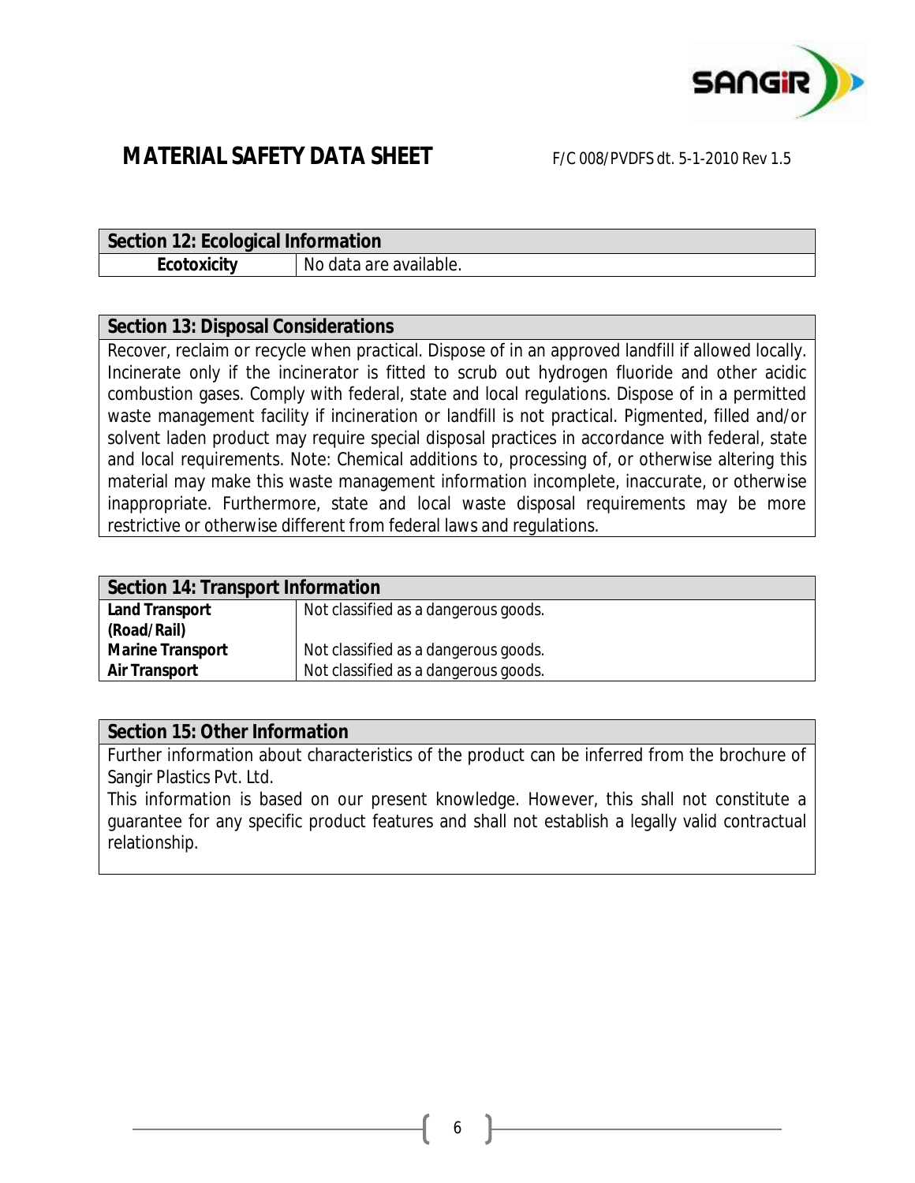# MATERIAL SAFETY DATA SHEET

F/C 008/PVDFS dt. 5-1-2010 Rev 1.5

## Section 12: Ecological Information

| | |
|---|---|
| **Ecotoxicity** | No data are available. |

## Section 13: Disposal Considerations

Recover, reclaim or recycle when practical. Dispose of in an approved landfill if allowed locally. Incinerate only if the incinerator is fitted to scrub out hydrogen fluoride and other acidic combustion gases. Comply with federal, state and local regulations. Dispose of in a permitted waste management facility if incineration or landfill is not practical. Pigmented, filled and/or solvent laden product may require special disposal practices in accordance with federal, state and local requirements. Note: Chemical additions to, processing of, or otherwise altering this material may make this waste management information incomplete, inaccurate, or otherwise inappropriate. Furthermore, state and local waste disposal requirements may be more restrictive or otherwise different from federal laws and regulations.

## Section 14: Transport Information

| | |
|---|---|
| **Land Transport (Road/Rail)** | Not classified as a dangerous goods. |
| **Marine Transport** | Not classified as a dangerous goods. |
| **Air Transport** | Not classified as a dangerous goods. |

## Section 15: Other Information

Further information about characteristics of the product can be inferred from the brochure of Sangir Plastics Pvt. Ltd.

This information is based on our present knowledge. However, this shall not constitute a guarantee for any specific product features and shall not establish a legally valid contractual relationship.